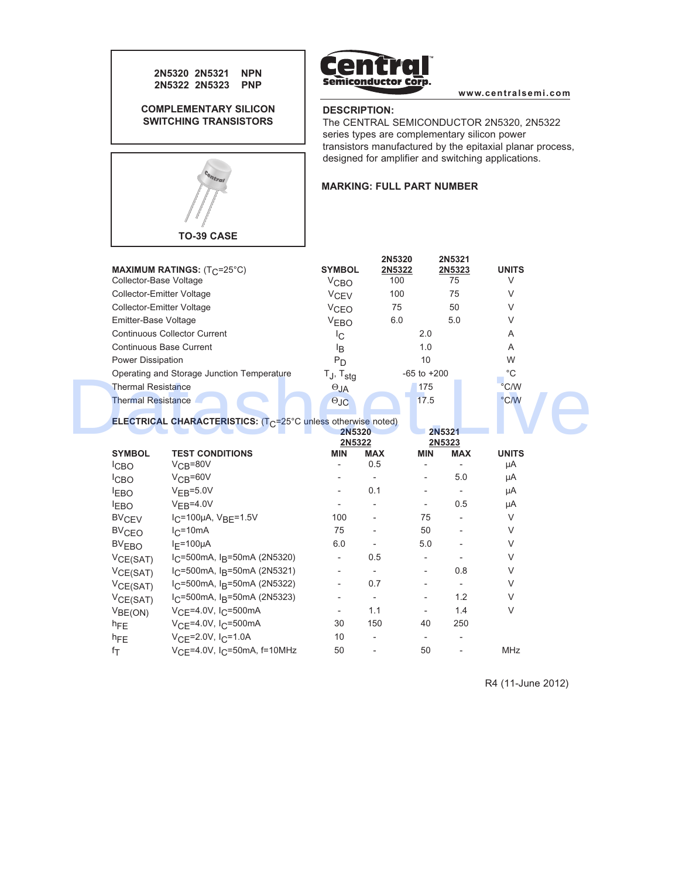**2N5320 2N5321 NPN**
**2N5322 2N5323 PNP**

**COMPLEMENTARY SILICON SWITCHING TRANSISTORS**

**TO-39 CASE**

**Central Semiconductor Corp.**

www.centralsemi.com

**DESCRIPTION:**
The CENTRAL SEMICONDUCTOR 2N5320, 2N5322 series types are complementary silicon power transistors manufactured by the epitaxial planar process, designed for amplifier and switching applications.

**MARKING: FULL PART NUMBER**

| **MAXIMUM RATINGS:** ($T_C$=25°C) | **SYMBOL** | **2N5320 2N5322** | **2N5321 2N5323** | **UNITS** |
|---|---|---|---|---|
| Collector-Base Voltage | $V_{CBO}$ | 100 | 75 | V |
| Collector-Emitter Voltage | $V_{CEV}$ | 100 | 75 | V |
| Collector-Emitter Voltage | $V_{CEO}$ | 75 | 50 | V |
| Emitter-Base Voltage | $V_{EBO}$ | 6.0 | 5.0 | V |
| Continuous Collector Current | $I_C$ | 2.0 | | A |
| Continuous Base Current | $I_B$ | 1.0 | | A |
| Power Dissipation | $P_D$ | 10 | | W |
| Operating and Storage Junction Temperature | $T_J$, $T_{stg}$ | -65 to +200 | | °C |
| Thermal Resistance | $\Theta_{JA}$ | 175 | | °C/W |
| Thermal Resistance | $\Theta_{JC}$ | 17.5 | | °C/W |

**ELECTRICAL CHARACTERISTICS:** ($T_C$=25°C unless otherwise noted)

| **SYMBOL** | **TEST CONDITIONS** | **2N5320 2N5322 MIN** | **2N5320 2N5322 MAX** | **2N5321 2N5323 MIN** | **2N5321 2N5323 MAX** | **UNITS** |
|---|---|---|---|---|---|---|
| $I_{CBO}$ | $V_{CB}$=80V | - | 0.5 | - | - | μA |
| $I_{CBO}$ | $V_{CB}$=60V | - | - | - | 5.0 | μA |
| $I_{EBO}$ | $V_{EB}$=5.0V | - | 0.1 | - | - | μA |
| $I_{EBO}$ | $V_{EB}$=4.0V | - | - | - | 0.5 | μA |
| $BV_{CEV}$ | $I_C$=100μA, $V_{BE}$=1.5V | 100 | - | 75 | - | V |
| $BV_{CEO}$ | $I_C$=10mA | 75 | - | 50 | - | V |
| $BV_{EBO}$ | $I_E$=100μA | 6.0 | - | 5.0 | - | V |
| $V_{CE(SAT)}$ | $I_C$=500mA, $I_B$=50mA (2N5320) | - | 0.5 | - | - | V |
| $V_{CE(SAT)}$ | $I_C$=500mA, $I_B$=50mA (2N5321) | - | - | - | 0.8 | V |
| $V_{CE(SAT)}$ | $I_C$=500mA, $I_B$=50mA (2N5322) | - | 0.7 | - | - | V |
| $V_{CE(SAT)}$ | $I_C$=500mA, $I_B$=50mA (2N5323) | - | - | - | 1.2 | V |
| $V_{BE(ON)}$ | $V_{CE}$=4.0V, $I_C$=500mA | - | 1.1 | - | 1.4 | V |
| $h_{FE}$ | $V_{CE}$=4.0V, $I_C$=500mA | 30 | 150 | 40 | 250 | |
| $h_{FE}$ | $V_{CE}$=2.0V, $I_C$=1.0A | 10 | - | - | - | |
| $f_T$ | $V_{CE}$=4.0V, $I_C$=50mA, f=10MHz | 50 | - | 50 | - | MHz |

R4 (11-June 2012)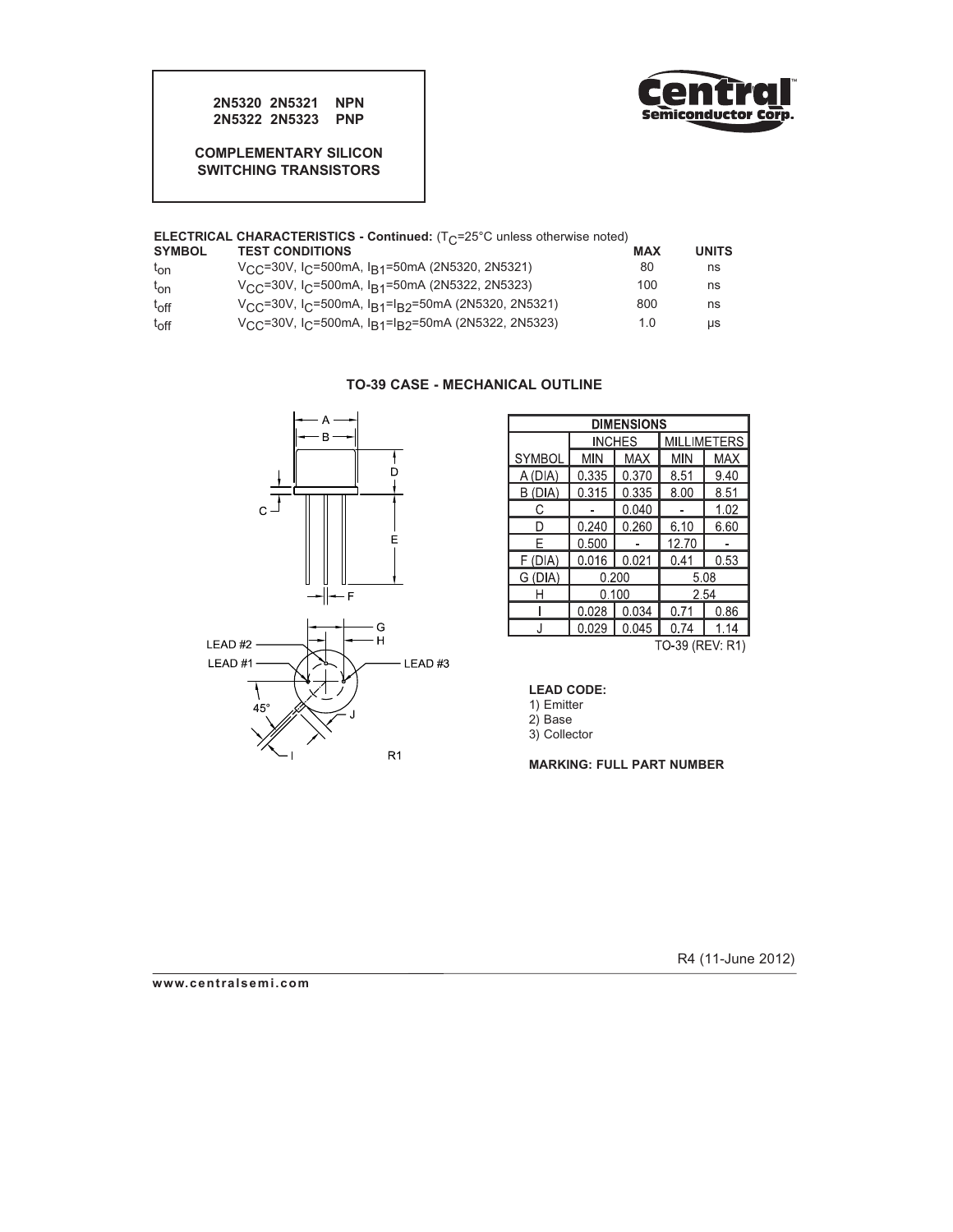**2N5320 2N5321 NPN**
**2N5322 2N5323 PNP**

**COMPLEMENTARY SILICON SWITCHING TRANSISTORS**

**ELECTRICAL CHARACTERISTICS - Continued:** ($T_C$=25°C unless otherwise noted)

| SYMBOL | TEST CONDITIONS | MAX | UNITS |
|---|---|---|---|
| $t_{on}$ | $V_{CC}$=30V, $I_C$=500mA, $I_{B1}$=50mA (2N5320, 2N5321) | 80 | ns |
| $t_{on}$ | $V_{CC}$=30V, $I_C$=500mA, $I_{B1}$=50mA (2N5322, 2N5323) | 100 | ns |
| $t_{off}$ | $V_{CC}$=30V, $I_C$=500mA, $I_{B1}$=$I_{B2}$=50mA (2N5320, 2N5321) | 800 | ns |
| $t_{off}$ | $V_{CC}$=30V, $I_C$=500mA, $I_{B1}$=$I_{B2}$=50mA (2N5322, 2N5323) | 1.0 | μs |

## TO-39 CASE - MECHANICAL OUTLINE

A
B
C
D
E
F
G
H
LEAD #2
LEAD #1
LEAD #3
45°
I
J
R1

| DIMENSIONS | | | | |
|---|---|---|---|---|
| | INCHES | | MILLIMETERS | |
| SYMBOL | MIN | MAX | MIN | MAX |
| A (DIA) | 0.335 | 0.370 | 8.51 | 9.40 |
| B (DIA) | 0.315 | 0.335 | 8.00 | 8.51 |
| C | - | 0.040 | - | 1.02 |
| D | 0.240 | 0.260 | 6.10 | 6.60 |
| E | 0.500 | - | 12.70 | - |
| F (DIA) | 0.016 | 0.021 | 0.41 | 0.53 |
| G (DIA) | 0.200 | | 5.08 | |
| H | 0.100 | | 2.54 | |
| I | 0.028 | 0.034 | 0.71 | 0.86 |
| J | 0.029 | 0.045 | 0.74 | 1.14 |

TO-39 (REV: R1)

**LEAD CODE:**
1) Emitter
2) Base
3) Collector

**MARKING: FULL PART NUMBER**

R4 (11-June 2012)